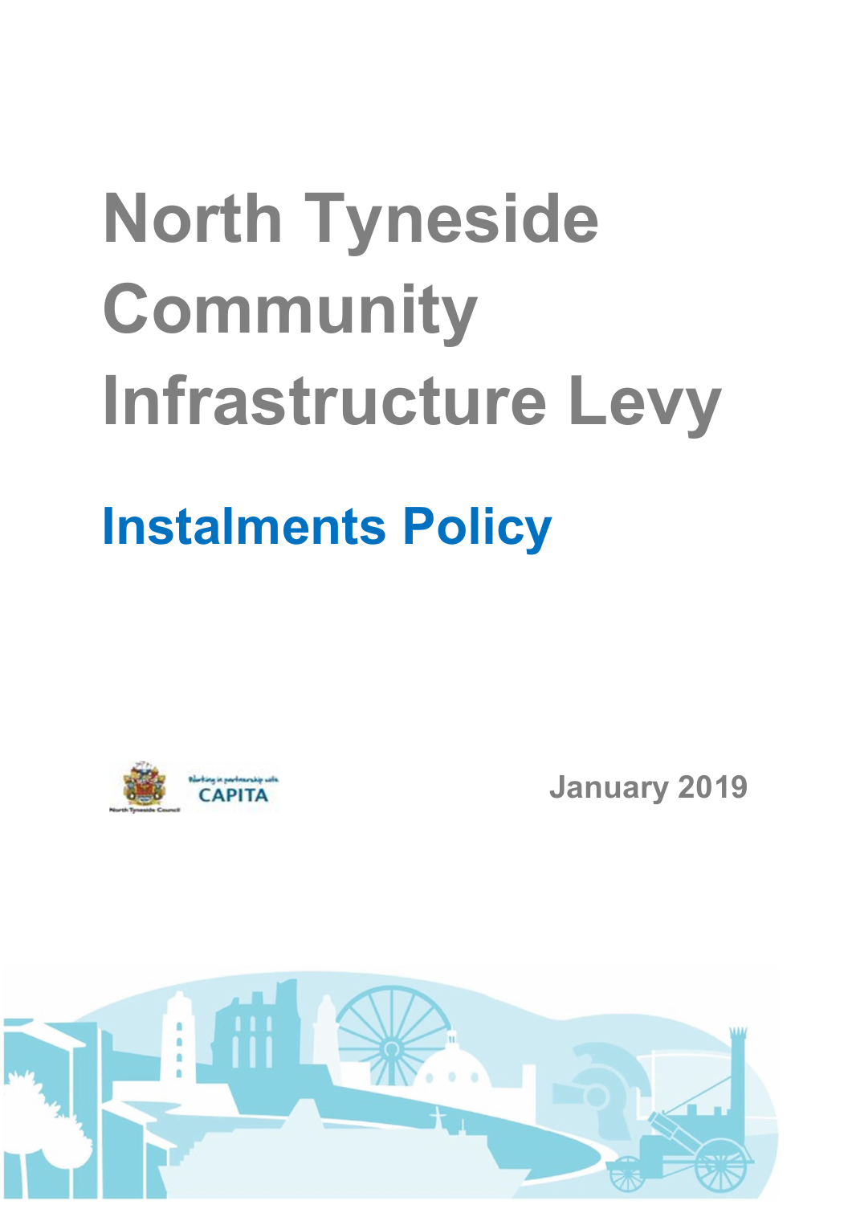# North Tyneside Community Infrastructure Levy

## Instalments Policy

Working in partnership with CAPITA

North Tyneside Council

January 2019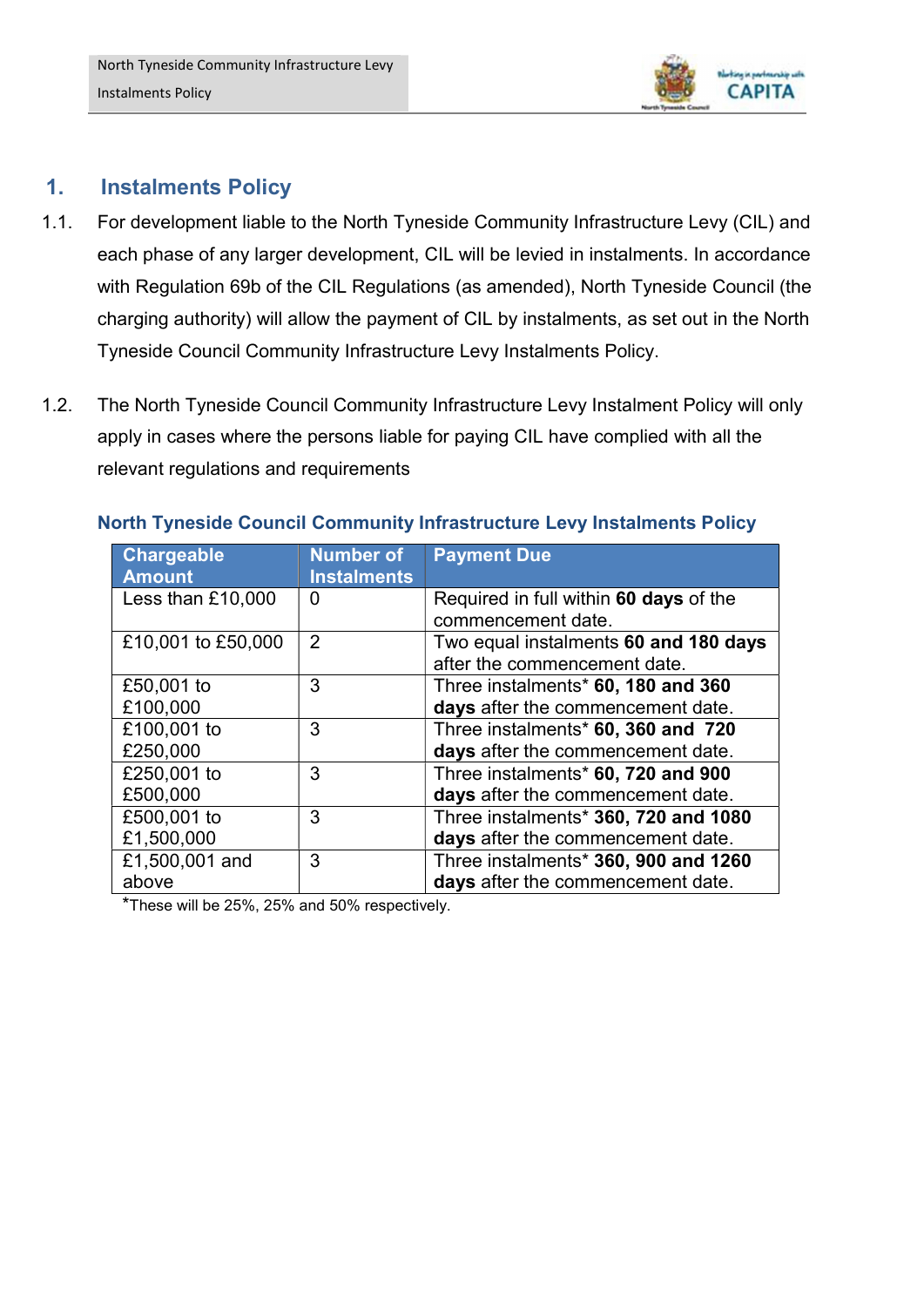## 1. Instalments Policy

1.1. For development liable to the North Tyneside Community Infrastructure Levy (CIL) and each phase of any larger development, CIL will be levied in instalments. In accordance with Regulation 69b of the CIL Regulations (as amended), North Tyneside Council (the charging authority) will allow the payment of CIL by instalments, as set out in the North Tyneside Council Community Infrastructure Levy Instalments Policy.

1.2. The North Tyneside Council Community Infrastructure Levy Instalment Policy will only apply in cases where the persons liable for paying CIL have complied with all the relevant regulations and requirements

### North Tyneside Council Community Infrastructure Levy Instalments Policy

| Chargeable Amount | Number of Instalments | Payment Due |
|---|---|---|
| Less than £10,000 | 0 | Required in full within **60 days** of the commencement date. |
| £10,001 to £50,000 | 2 | Two equal instalments **60 and 180 days** after the commencement date. |
| £50,001 to £100,000 | 3 | Three instalments* **60, 180 and 360 days** after the commencement date. |
| £100,001 to £250,000 | 3 | Three instalments* **60, 360 and 720 days** after the commencement date. |
| £250,001 to £500,000 | 3 | Three instalments* **60, 720 and 900 days** after the commencement date. |
| £500,001 to £1,500,000 | 3 | Three instalments* **360, 720 and 1080 days** after the commencement date. |
| £1,500,001 and above | 3 | Three instalments* **360, 900 and 1260 days** after the commencement date. |

*These will be 25%, 25% and 50% respectively.